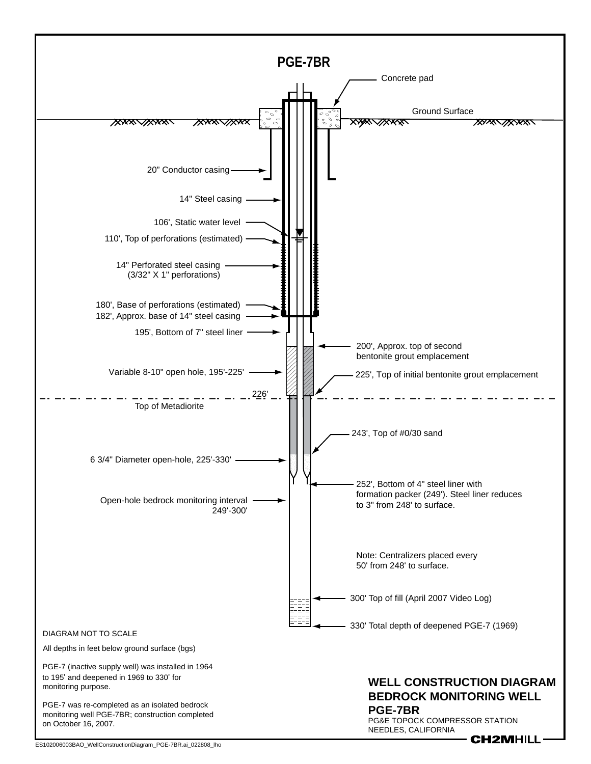# PGE-7BR

Concrete pad

Ground Surface

20" Conductor casing

14" Steel casing

106', Static water level

110', Top of perforations (estimated)

14" Perforated steel casing
(3/32" X 1" perforations)

180', Base of perforations (estimated)

182', Approx. base of 14" steel casing

195', Bottom of 7" steel liner

200', Approx. top of second bentonite grout emplacement

Variable 8-10" open hole, 195'-225'

225', Top of initial bentonite grout emplacement

226'

Top of Metadiorite

243', Top of #0/30 sand

6 3/4" Diameter open-hole, 225'-330'

252', Bottom of 4" steel liner with formation packer (249'). Steel liner reduces to 3" from 248' to surface.

Open-hole bedrock monitoring interval
249'-300'

Note: Centralizers placed every 50' from 248' to surface.

300' Top of fill (April 2007 Video Log)

330' Total depth of deepened PGE-7 (1969)

DIAGRAM NOT TO SCALE

All depths in feet below ground surface (bgs)

PGE-7 (inactive supply well) was installed in 1964 to 195' and deepened in 1969 to 330' for monitoring purpose.

PGE-7 was re-completed as an isolated bedrock monitoring well PGE-7BR; construction completed on October 16, 2007.

## WELL CONSTRUCTION DIAGRAM
## BEDROCK MONITORING WELL
## PGE-7BR

PG&E TOPOCK COMPRESSOR STATION
NEEDLES, CALIFORNIA

**CH2MHILL**

ES102006003BAO_WellConstructionDiagram_PGE-7BR.ai_022808_lho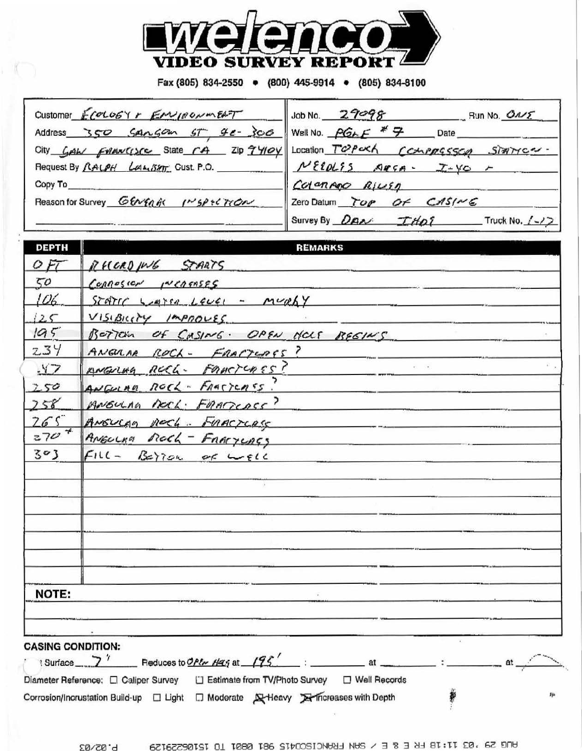# welenco

## VIDEO SURVEY REPORT

Fax (805) 834-2550 • (800) 445-9914 • (805) 834-8100

| | |
|---|---|
| Customer ECOLOGY + ENVIRONMENT | Job No. 29098 Run No. ONE |
| Address 350 SANSOM ST, STE-300 | Well No. PG&E #7 Date |
| City SAN FRANCISCO State CA Zip 94104 | Location TOPOCK COMPRESSOR STATION - NEEDLES AREA - I-40 + COLORADO RIVER |
| Request By RALPH LAMBERT Cust. P.O. | |
| Copy To | |
| Reason for Survey GENERAL INSPECTION | Zero Datum TOP OF CASING |
| | Survey By DAN IHDE Truck No. 1-17 |

| DEPTH | REMARKS |
|---|---|
| 0 FT | RECORDING STARTS |
| 50 | CORROSION INCREASES |
| 106 | STATIC WATER LEVEL - MURKY |
| 125 | VISIBILITY IMPROVES |
| 195 | BOTTOM OF CASING · OPEN HOLE BEGINS |
| 234 | ANGULAR ROCK - FRACTURES? |
| 247 | ANGULAR ROCK - FRACTURES? |
| 250 | ANGULAR ROCK - FRACTURES? |
| 258 | ANGULAR ROCK - FRACTURES? |
| 265 | ANGULAR ROCK - FRACTURES |
| 270+ | ANGULAR ROCK - FRACTURES |
| 303 | FILL - BOTTOM OF WELL |

**NOTE:**

**CASING CONDITION:**

Surface 7' Reduces to OPEN HOLE at 195' : at : at

Diameter Reference: ☐ Caliper Survey ☐ Estimate from TV/Photo Survey ☐ Well Records

Corrosion/Incrustation Build-up ☐ Light ☐ Moderate ☒ Heavy ☒ Increases with Depth